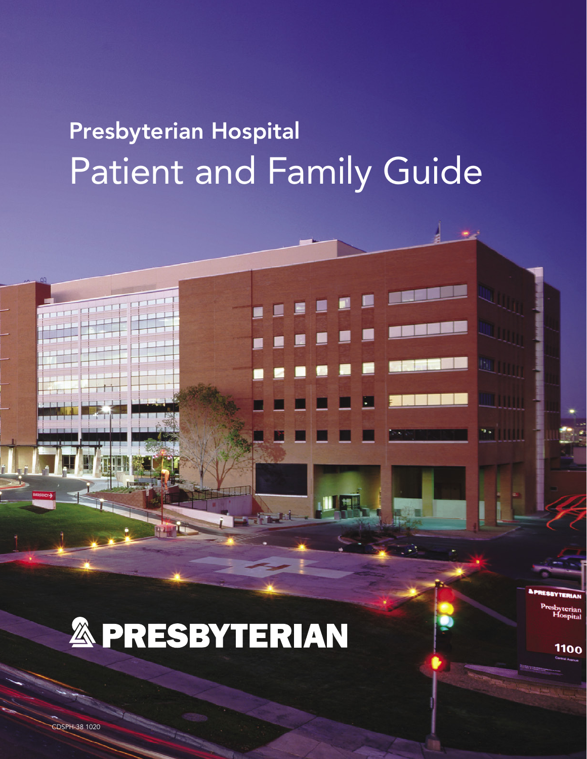# Presbyterian Hospital
# Patient and Family Guide

PRESBYTERIAN

CDSPH-38 1020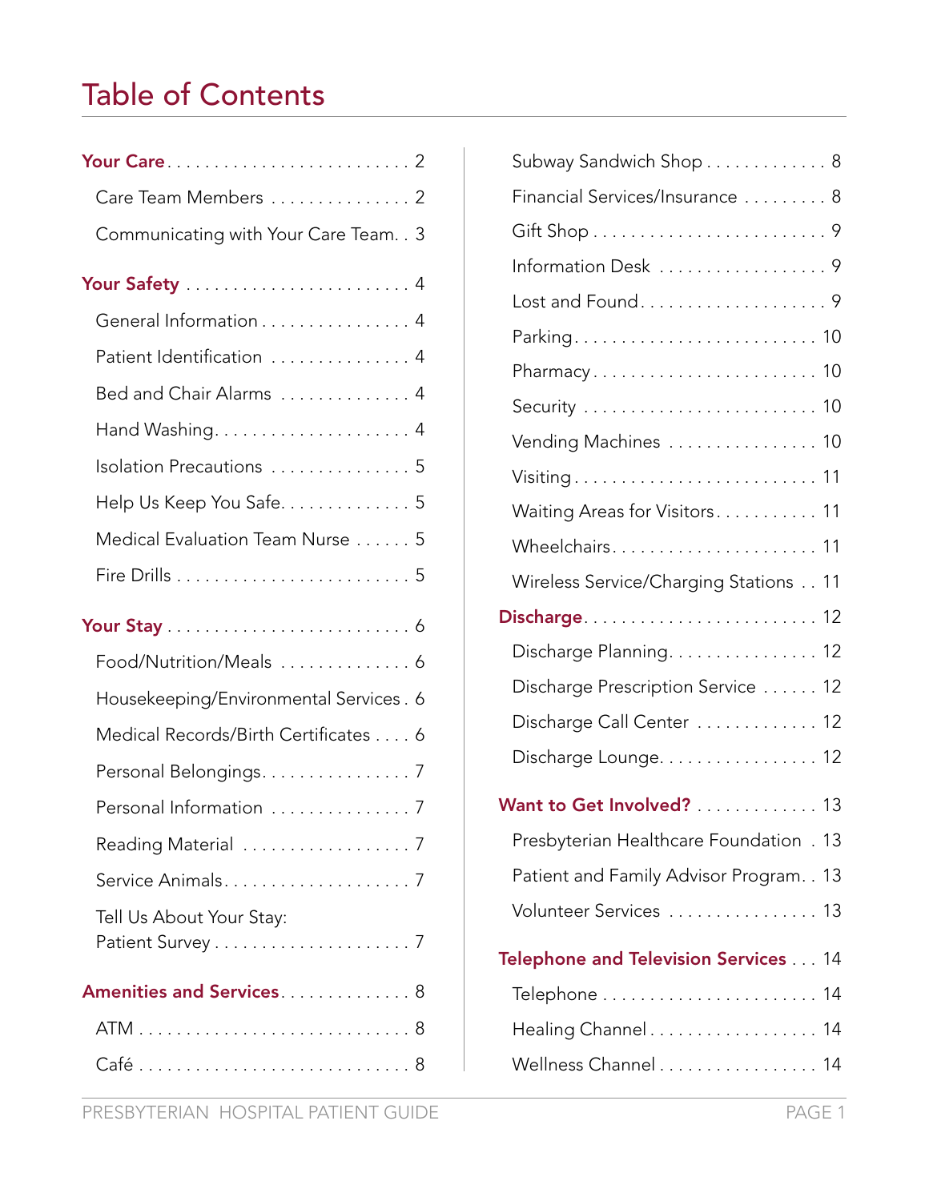# Table of Contents

**Your Care** . . . . . . . . . . . . . . . . . . . . . . . . . 2

- Care Team Members . . . . . . . . . . . . . . . 2
- Communicating with Your Care Team. . 3

**Your Safety** . . . . . . . . . . . . . . . . . . . . . . . . 4

- General Information . . . . . . . . . . . . . . . . 4
- Patient Identification . . . . . . . . . . . . . . . 4
- Bed and Chair Alarms . . . . . . . . . . . . . . 4
- Hand Washing. . . . . . . . . . . . . . . . . . . . . 4
- Isolation Precautions . . . . . . . . . . . . . . . 5
- Help Us Keep You Safe. . . . . . . . . . . . . . 5
- Medical Evaluation Team Nurse . . . . . . 5
- Fire Drills . . . . . . . . . . . . . . . . . . . . . . . . . 5

**Your Stay** . . . . . . . . . . . . . . . . . . . . . . . . . . 6

- Food/Nutrition/Meals . . . . . . . . . . . . . . 6
- Housekeeping/Environmental Services . 6
- Medical Records/Birth Certificates . . . . 6
- Personal Belongings. . . . . . . . . . . . . . . . 7
- Personal Information . . . . . . . . . . . . . . . 7
- Reading Material . . . . . . . . . . . . . . . . . . 7
- Service Animals. . . . . . . . . . . . . . . . . . . . 7
- Tell Us About Your Stay: Patient Survey . . . . . . . . . . . . . . . . . . . . . 7

**Amenities and Services**. . . . . . . . . . . . . 8

- ATM . . . . . . . . . . . . . . . . . . . . . . . . . . . . 8
- Café . . . . . . . . . . . . . . . . . . . . . . . . . . . . 8
- Subway Sandwich Shop . . . . . . . . . . . . . 8
- Financial Services/Insurance . . . . . . . . . 8
- Gift Shop . . . . . . . . . . . . . . . . . . . . . . . . . 9
- Information Desk . . . . . . . . . . . . . . . . . . 9
- Lost and Found. . . . . . . . . . . . . . . . . . . . 9
- Parking. . . . . . . . . . . . . . . . . . . . . . . . . . 10
- Pharmacy . . . . . . . . . . . . . . . . . . . . . . . . 10
- Security . . . . . . . . . . . . . . . . . . . . . . . . . 10
- Vending Machines . . . . . . . . . . . . . . . . 10
- Visiting . . . . . . . . . . . . . . . . . . . . . . . . . . 11
- Waiting Areas for Visitors. . . . . . . . . . . 11
- Wheelchairs. . . . . . . . . . . . . . . . . . . . . . 11
- Wireless Service/Charging Stations . . 11

**Discharge**. . . . . . . . . . . . . . . . . . . . . . . . . 12

- Discharge Planning. . . . . . . . . . . . . . . . 12
- Discharge Prescription Service . . . . . . 12
- Discharge Call Center . . . . . . . . . . . . . 12
- Discharge Lounge. . . . . . . . . . . . . . . . . 12

**Want to Get Involved?** . . . . . . . . . . . . . 13

- Presbyterian Healthcare Foundation . 13
- Patient and Family Advisor Program. . 13
- Volunteer Services . . . . . . . . . . . . . . . . 13

**Telephone and Television Services** . . . 14

- Telephone . . . . . . . . . . . . . . . . . . . . . . . 14
- Healing Channel . . . . . . . . . . . . . . . . . . 14
- Wellness Channel . . . . . . . . . . . . . . . . . 14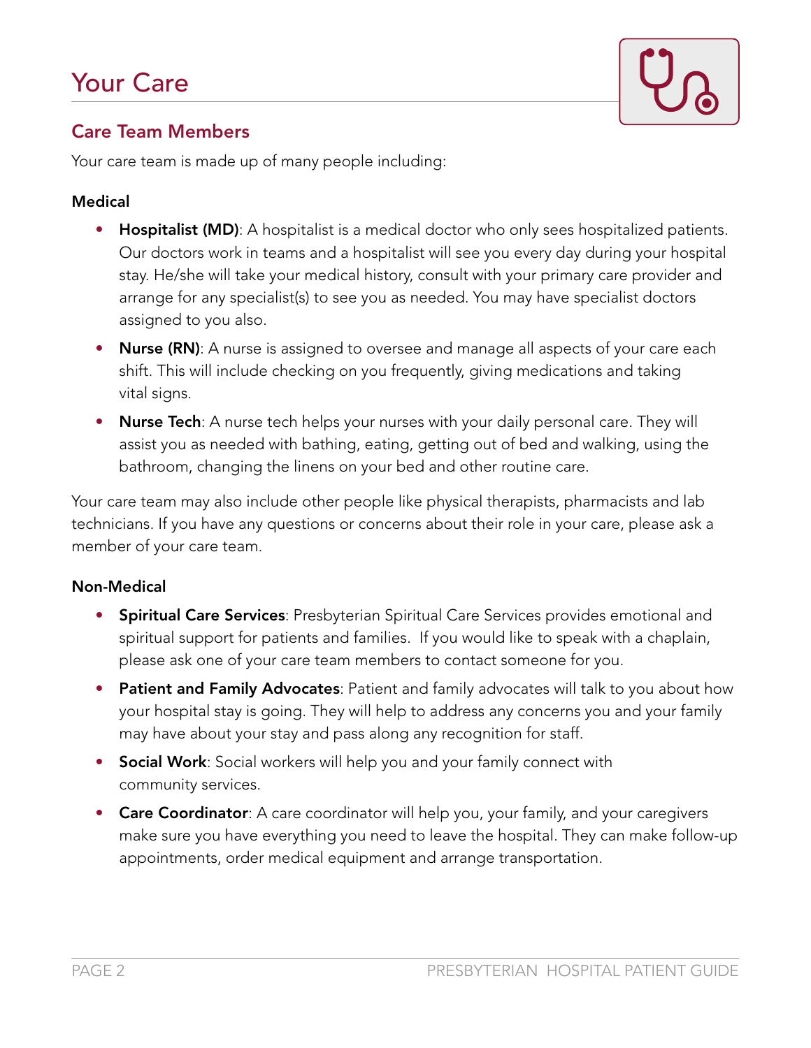# Your Care

## Care Team Members

Your care team is made up of many people including:

**Medical**

- **Hospitalist (MD)**: A hospitalist is a medical doctor who only sees hospitalized patients. Our doctors work in teams and a hospitalist will see you every day during your hospital stay. He/she will take your medical history, consult with your primary care provider and arrange for any specialist(s) to see you as needed. You may have specialist doctors assigned to you also.
- **Nurse (RN)**: A nurse is assigned to oversee and manage all aspects of your care each shift. This will include checking on you frequently, giving medications and taking vital signs.
- **Nurse Tech**: A nurse tech helps your nurses with your daily personal care. They will assist you as needed with bathing, eating, getting out of bed and walking, using the bathroom, changing the linens on your bed and other routine care.

Your care team may also include other people like physical therapists, pharmacists and lab technicians. If you have any questions or concerns about their role in your care, please ask a member of your care team.

**Non-Medical**

- **Spiritual Care Services**: Presbyterian Spiritual Care Services provides emotional and spiritual support for patients and families. If you would like to speak with a chaplain, please ask one of your care team members to contact someone for you.
- **Patient and Family Advocates**: Patient and family advocates will talk to you about how your hospital stay is going. They will help to address any concerns you and your family may have about your stay and pass along any recognition for staff.
- **Social Work**: Social workers will help you and your family connect with community services.
- **Care Coordinator**: A care coordinator will help you, your family, and your caregivers make sure you have everything you need to leave the hospital. They can make follow-up appointments, order medical equipment and arrange transportation.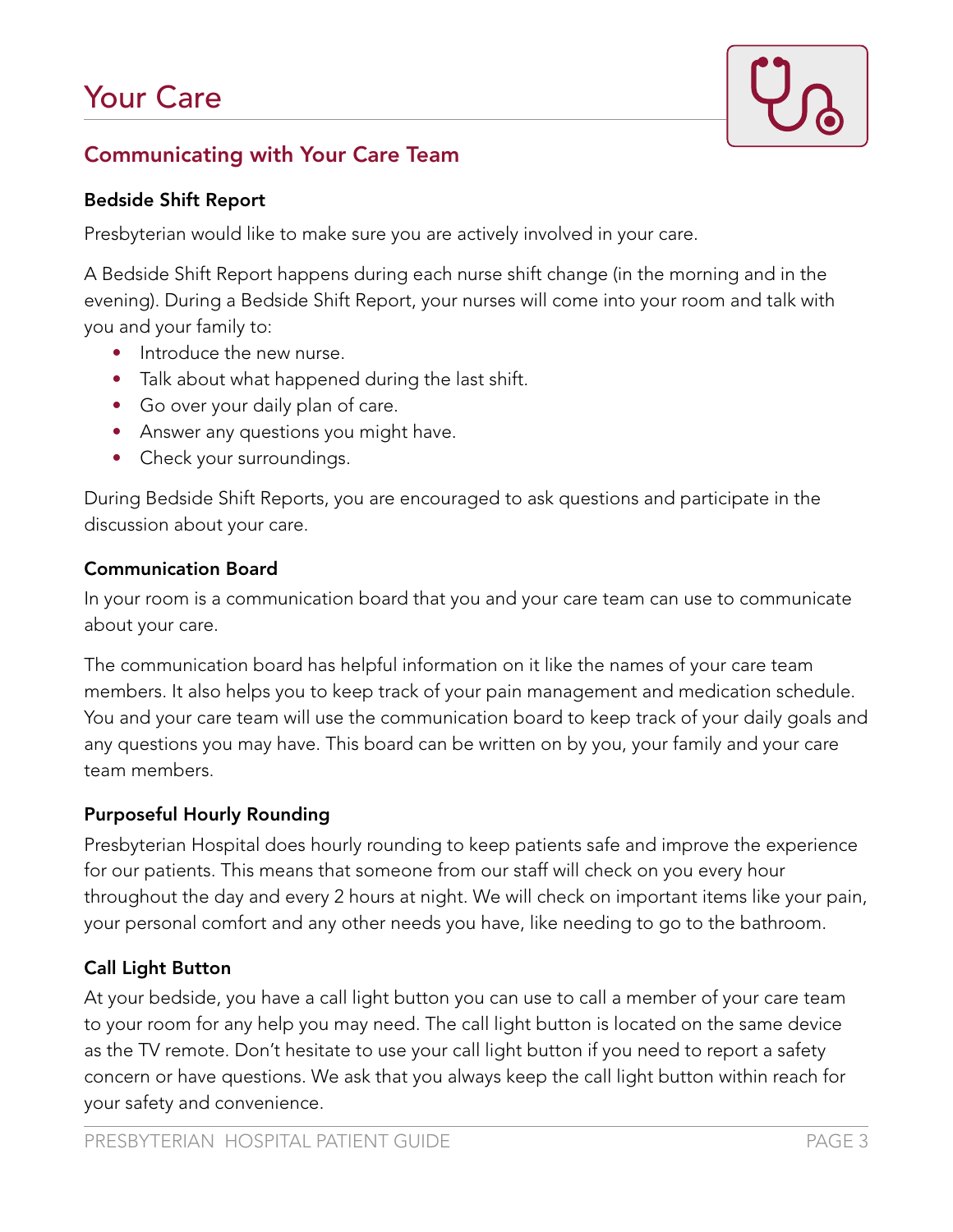# Your Care

## Communicating with Your Care Team

### Bedside Shift Report

Presbyterian would like to make sure you are actively involved in your care.

A Bedside Shift Report happens during each nurse shift change (in the morning and in the evening). During a Bedside Shift Report, your nurses will come into your room and talk with you and your family to:

- Introduce the new nurse.
- Talk about what happened during the last shift.
- Go over your daily plan of care.
- Answer any questions you might have.
- Check your surroundings.

During Bedside Shift Reports, you are encouraged to ask questions and participate in the discussion about your care.

### Communication Board

In your room is a communication board that you and your care team can use to communicate about your care.

The communication board has helpful information on it like the names of your care team members. It also helps you to keep track of your pain management and medication schedule. You and your care team will use the communication board to keep track of your daily goals and any questions you may have. This board can be written on by you, your family and your care team members.

### Purposeful Hourly Rounding

Presbyterian Hospital does hourly rounding to keep patients safe and improve the experience for our patients. This means that someone from our staff will check on you every hour throughout the day and every 2 hours at night. We will check on important items like your pain, your personal comfort and any other needs you have, like needing to go to the bathroom.

### Call Light Button

At your bedside, you have a call light button you can use to call a member of your care team to your room for any help you may need. The call light button is located on the same device as the TV remote. Don't hesitate to use your call light button if you need to report a safety concern or have questions. We ask that you always keep the call light button within reach for your safety and convenience.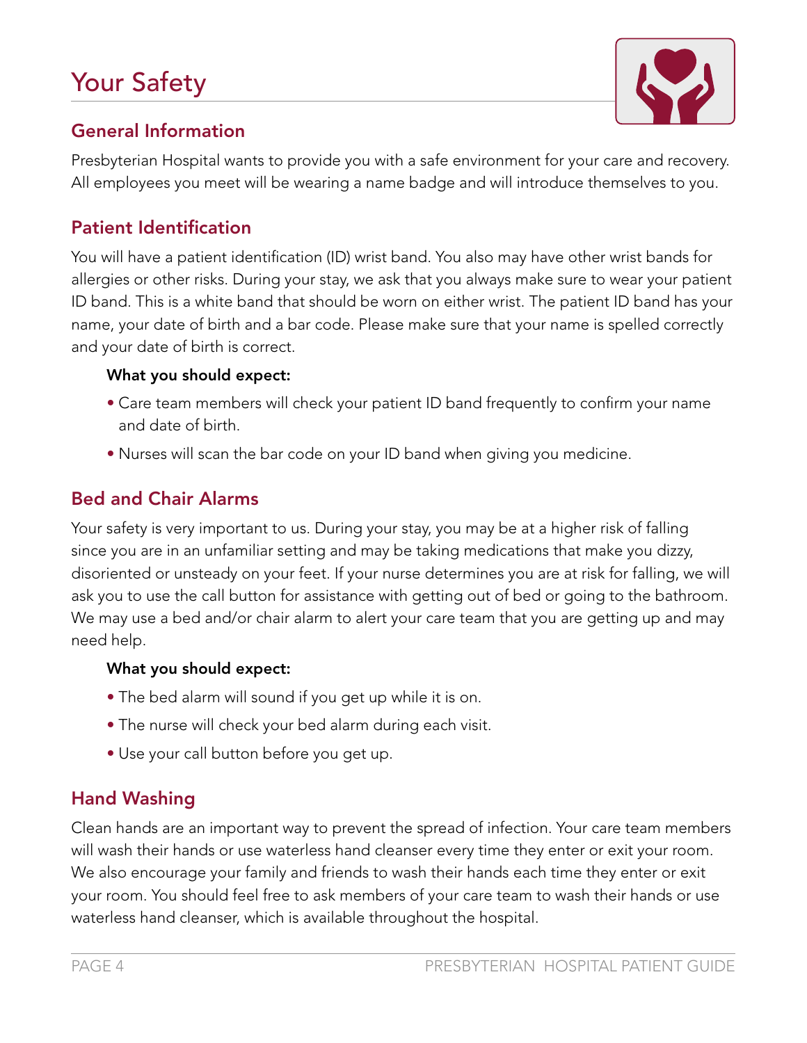# Your Safety

## General Information

Presbyterian Hospital wants to provide you with a safe environment for your care and recovery. All employees you meet will be wearing a name badge and will introduce themselves to you.

## Patient Identification

You will have a patient identification (ID) wrist band. You also may have other wrist bands for allergies or other risks. During your stay, we ask that you always make sure to wear your patient ID band. This is a white band that should be worn on either wrist. The patient ID band has your name, your date of birth and a bar code. Please make sure that your name is spelled correctly and your date of birth is correct.

**What you should expect:**

- Care team members will check your patient ID band frequently to confirm your name and date of birth.
- Nurses will scan the bar code on your ID band when giving you medicine.

## Bed and Chair Alarms

Your safety is very important to us. During your stay, you may be at a higher risk of falling since you are in an unfamiliar setting and may be taking medications that make you dizzy, disoriented or unsteady on your feet. If your nurse determines you are at risk for falling, we will ask you to use the call button for assistance with getting out of bed or going to the bathroom. We may use a bed and/or chair alarm to alert your care team that you are getting up and may need help.

**What you should expect:**

- The bed alarm will sound if you get up while it is on.
- The nurse will check your bed alarm during each visit.
- Use your call button before you get up.

## Hand Washing

Clean hands are an important way to prevent the spread of infection. Your care team members will wash their hands or use waterless hand cleanser every time they enter or exit your room. We also encourage your family and friends to wash their hands each time they enter or exit your room. You should feel free to ask members of your care team to wash their hands or use waterless hand cleanser, which is available throughout the hospital.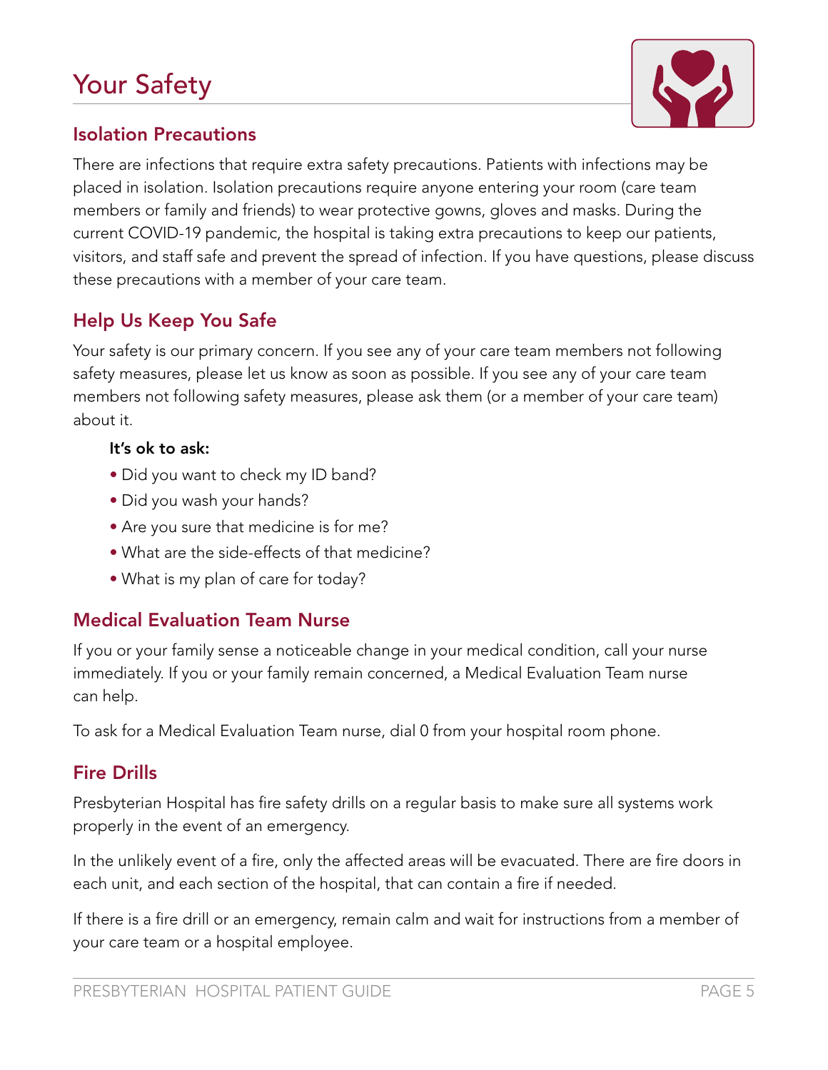# Your Safety

## Isolation Precautions

There are infections that require extra safety precautions. Patients with infections may be placed in isolation. Isolation precautions require anyone entering your room (care team members or family and friends) to wear protective gowns, gloves and masks. During the current COVID-19 pandemic, the hospital is taking extra precautions to keep our patients, visitors, and staff safe and prevent the spread of infection. If you have questions, please discuss these precautions with a member of your care team.

## Help Us Keep You Safe

Your safety is our primary concern. If you see any of your care team members not following safety measures, please let us know as soon as possible. If you see any of your care team members not following safety measures, please ask them (or a member of your care team) about it.

**It's ok to ask:**

- Did you want to check my ID band?
- Did you wash your hands?
- Are you sure that medicine is for me?
- What are the side-effects of that medicine?
- What is my plan of care for today?

## Medical Evaluation Team Nurse

If you or your family sense a noticeable change in your medical condition, call your nurse immediately. If you or your family remain concerned, a Medical Evaluation Team nurse can help.

To ask for a Medical Evaluation Team nurse, dial 0 from your hospital room phone.

## Fire Drills

Presbyterian Hospital has fire safety drills on a regular basis to make sure all systems work properly in the event of an emergency.

In the unlikely event of a fire, only the affected areas will be evacuated. There are fire doors in each unit, and each section of the hospital, that can contain a fire if needed.

If there is a fire drill or an emergency, remain calm and wait for instructions from a member of your care team or a hospital employee.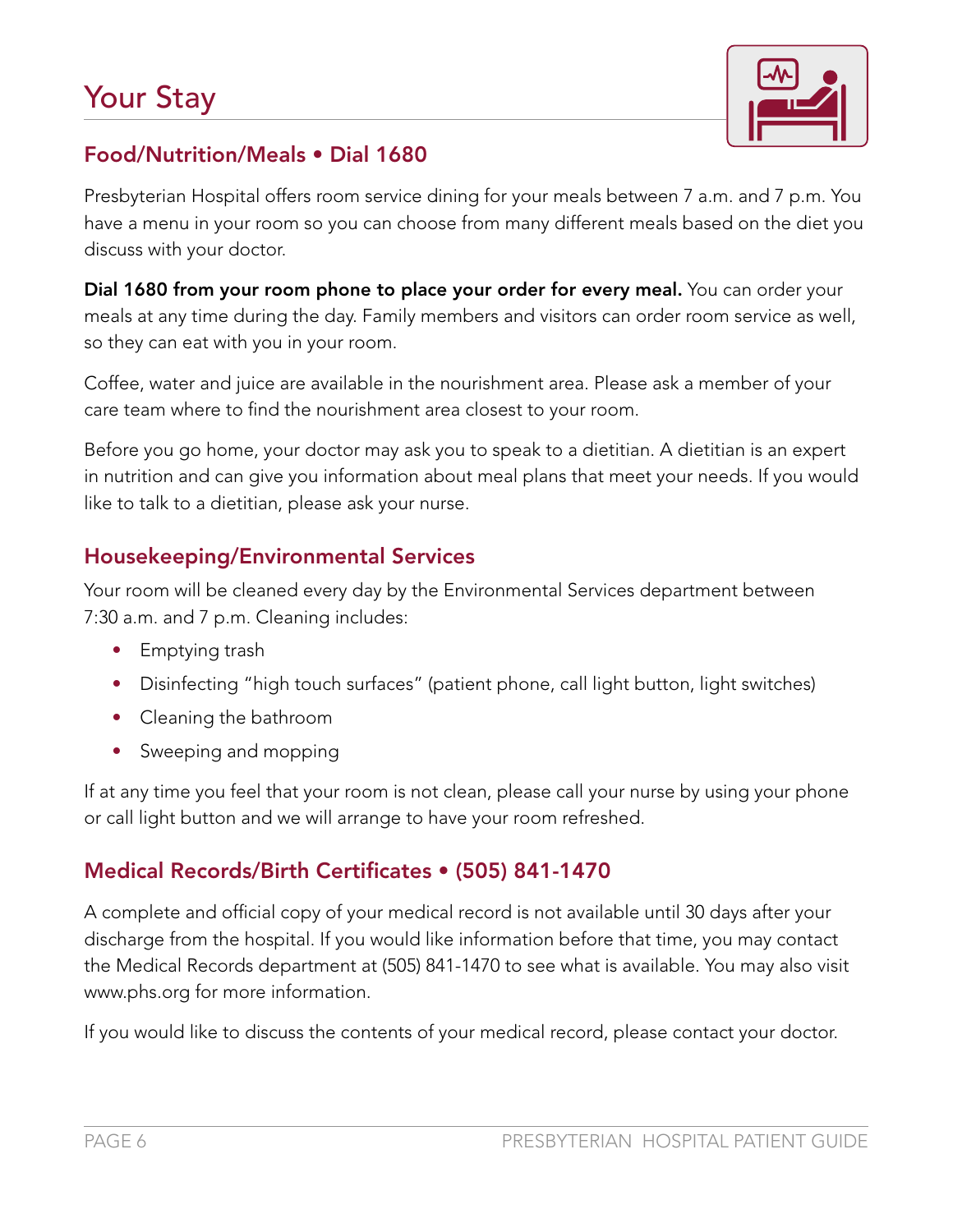# Your Stay

## Food/Nutrition/Meals • Dial 1680

Presbyterian Hospital offers room service dining for your meals between 7 a.m. and 7 p.m. You have a menu in your room so you can choose from many different meals based on the diet you discuss with your doctor.

**Dial 1680 from your room phone to place your order for every meal.** You can order your meals at any time during the day. Family members and visitors can order room service as well, so they can eat with you in your room.

Coffee, water and juice are available in the nourishment area. Please ask a member of your care team where to find the nourishment area closest to your room.

Before you go home, your doctor may ask you to speak to a dietitian. A dietitian is an expert in nutrition and can give you information about meal plans that meet your needs. If you would like to talk to a dietitian, please ask your nurse.

## Housekeeping/Environmental Services

Your room will be cleaned every day by the Environmental Services department between 7:30 a.m. and 7 p.m. Cleaning includes:

- Emptying trash
- Disinfecting "high touch surfaces" (patient phone, call light button, light switches)
- Cleaning the bathroom
- Sweeping and mopping

If at any time you feel that your room is not clean, please call your nurse by using your phone or call light button and we will arrange to have your room refreshed.

## Medical Records/Birth Certificates • (505) 841-1470

A complete and official copy of your medical record is not available until 30 days after your discharge from the hospital. If you would like information before that time, you may contact the Medical Records department at (505) 841-1470 to see what is available. You may also visit www.phs.org for more information.

If you would like to discuss the contents of your medical record, please contact your doctor.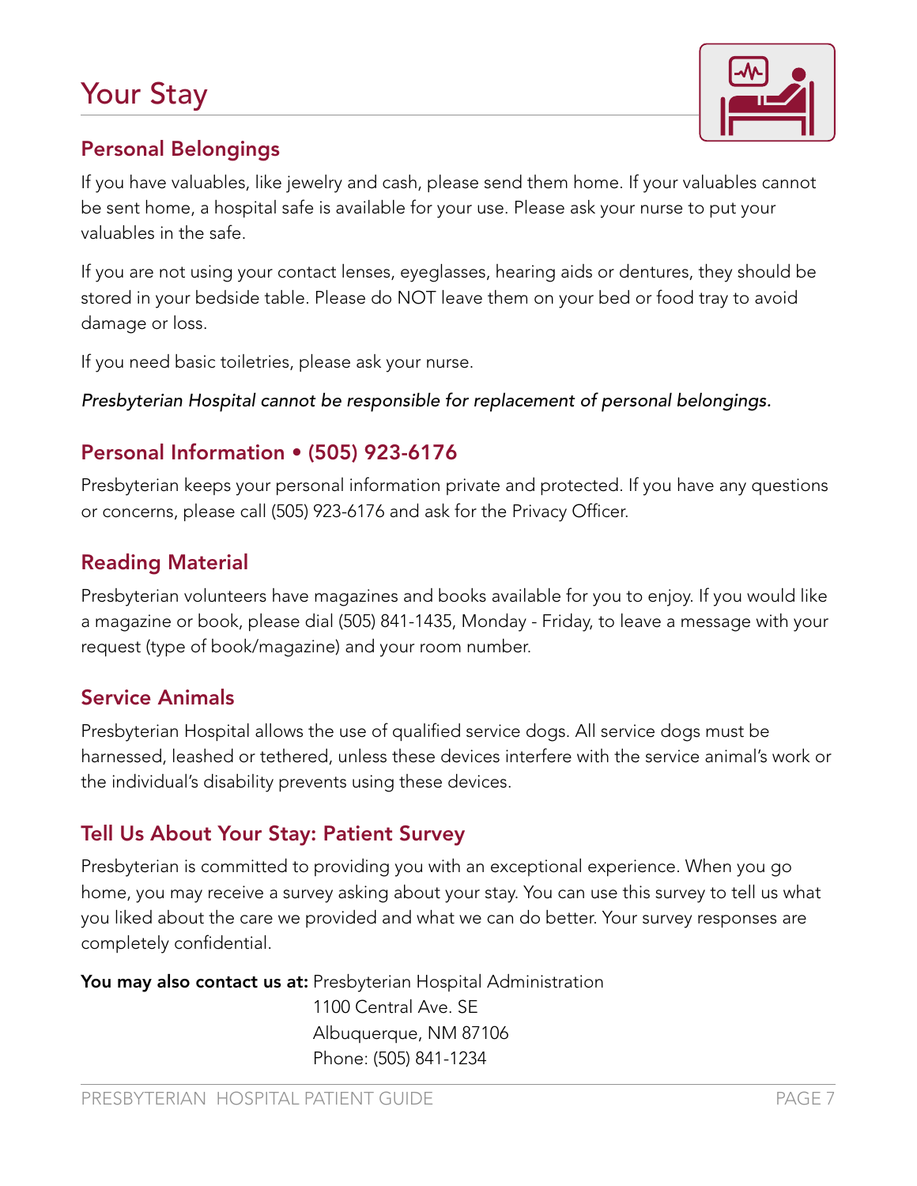# Your Stay

## Personal Belongings

If you have valuables, like jewelry and cash, please send them home. If your valuables cannot be sent home, a hospital safe is available for your use. Please ask your nurse to put your valuables in the safe.

If you are not using your contact lenses, eyeglasses, hearing aids or dentures, they should be stored in your bedside table. Please do NOT leave them on your bed or food tray to avoid damage or loss.

If you need basic toiletries, please ask your nurse.

*Presbyterian Hospital cannot be responsible for replacement of personal belongings.*

## Personal Information • (505) 923-6176

Presbyterian keeps your personal information private and protected. If you have any questions or concerns, please call (505) 923-6176 and ask for the Privacy Officer.

## Reading Material

Presbyterian volunteers have magazines and books available for you to enjoy. If you would like a magazine or book, please dial (505) 841-1435, Monday - Friday, to leave a message with your request (type of book/magazine) and your room number.

## Service Animals

Presbyterian Hospital allows the use of qualified service dogs. All service dogs must be harnessed, leashed or tethered, unless these devices interfere with the service animal's work or the individual's disability prevents using these devices.

## Tell Us About Your Stay: Patient Survey

Presbyterian is committed to providing you with an exceptional experience. When you go home, you may receive a survey asking about your stay. You can use this survey to tell us what you liked about the care we provided and what we can do better. Your survey responses are completely confidential.

**You may also contact us at:** Presbyterian Hospital Administration
1100 Central Ave. SE
Albuquerque, NM 87106
Phone: (505) 841-1234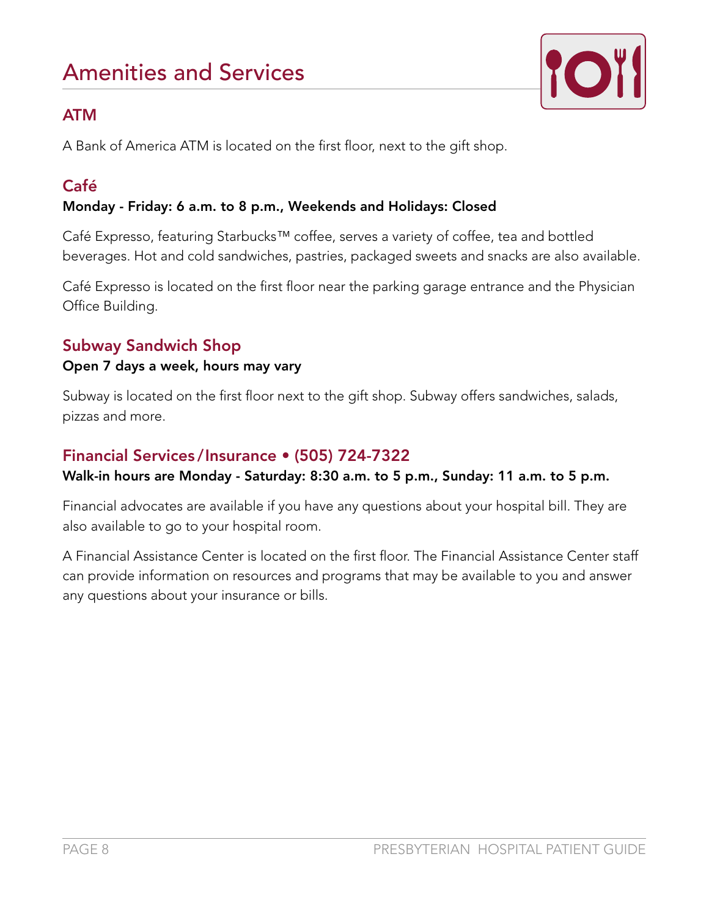# Amenities and Services

## ATM

A Bank of America ATM is located on the first floor, next to the gift shop.

## Café

**Monday - Friday: 6 a.m. to 8 p.m., Weekends and Holidays: Closed**

Café Expresso, featuring Starbucks™ coffee, serves a variety of coffee, tea and bottled beverages. Hot and cold sandwiches, pastries, packaged sweets and snacks are also available.

Café Expresso is located on the first floor near the parking garage entrance and the Physician Office Building.

## Subway Sandwich Shop

**Open 7 days a week, hours may vary**

Subway is located on the first floor next to the gift shop. Subway offers sandwiches, salads, pizzas and more.

## Financial Services / Insurance • (505) 724-7322

**Walk-in hours are Monday - Saturday: 8:30 a.m. to 5 p.m., Sunday: 11 a.m. to 5 p.m.**

Financial advocates are available if you have any questions about your hospital bill. They are also available to go to your hospital room.

A Financial Assistance Center is located on the first floor. The Financial Assistance Center staff can provide information on resources and programs that may be available to you and answer any questions about your insurance or bills.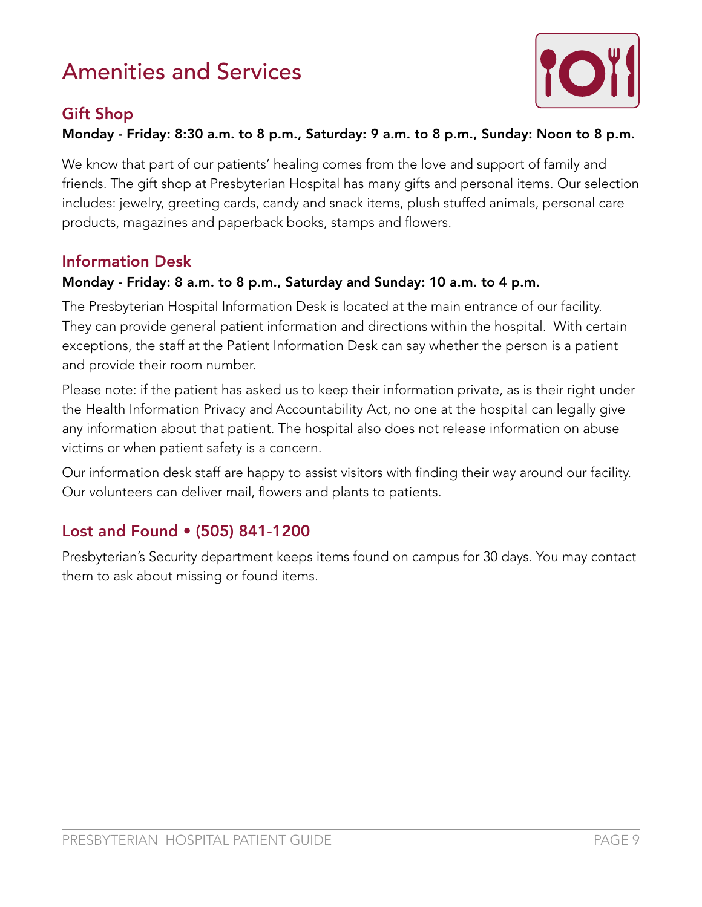# Amenities and Services

## Gift Shop

**Monday - Friday: 8:30 a.m. to 8 p.m., Saturday: 9 a.m. to 8 p.m., Sunday: Noon to 8 p.m.**

We know that part of our patients' healing comes from the love and support of family and friends. The gift shop at Presbyterian Hospital has many gifts and personal items. Our selection includes: jewelry, greeting cards, candy and snack items, plush stuffed animals, personal care products, magazines and paperback books, stamps and flowers.

## Information Desk

**Monday - Friday: 8 a.m. to 8 p.m., Saturday and Sunday: 10 a.m. to 4 p.m.**

The Presbyterian Hospital Information Desk is located at the main entrance of our facility. They can provide general patient information and directions within the hospital. With certain exceptions, the staff at the Patient Information Desk can say whether the person is a patient and provide their room number.

Please note: if the patient has asked us to keep their information private, as is their right under the Health Information Privacy and Accountability Act, no one at the hospital can legally give any information about that patient. The hospital also does not release information on abuse victims or when patient safety is a concern.

Our information desk staff are happy to assist visitors with finding their way around our facility. Our volunteers can deliver mail, flowers and plants to patients.

## Lost and Found • (505) 841-1200

Presbyterian's Security department keeps items found on campus for 30 days. You may contact them to ask about missing or found items.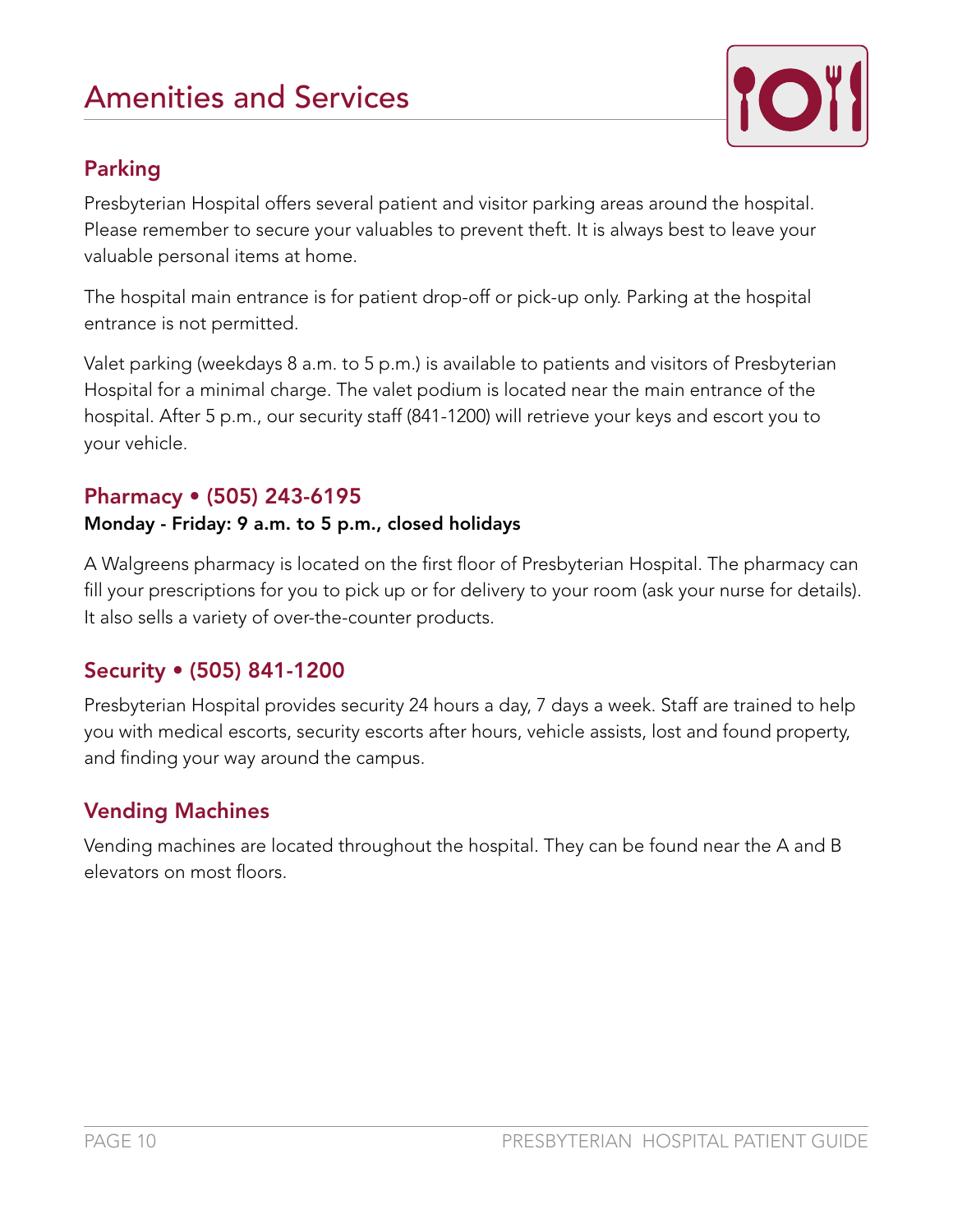# Amenities and Services

## Parking

Presbyterian Hospital offers several patient and visitor parking areas around the hospital. Please remember to secure your valuables to prevent theft. It is always best to leave your valuable personal items at home.

The hospital main entrance is for patient drop-off or pick-up only. Parking at the hospital entrance is not permitted.

Valet parking (weekdays 8 a.m. to 5 p.m.) is available to patients and visitors of Presbyterian Hospital for a minimal charge. The valet podium is located near the main entrance of the hospital. After 5 p.m., our security staff (841-1200) will retrieve your keys and escort you to your vehicle.

## Pharmacy • (505) 243-6195

**Monday - Friday: 9 a.m. to 5 p.m., closed holidays**

A Walgreens pharmacy is located on the first floor of Presbyterian Hospital. The pharmacy can fill your prescriptions for you to pick up or for delivery to your room (ask your nurse for details). It also sells a variety of over-the-counter products.

## Security • (505) 841-1200

Presbyterian Hospital provides security 24 hours a day, 7 days a week. Staff are trained to help you with medical escorts, security escorts after hours, vehicle assists, lost and found property, and finding your way around the campus.

## Vending Machines

Vending machines are located throughout the hospital. They can be found near the A and B elevators on most floors.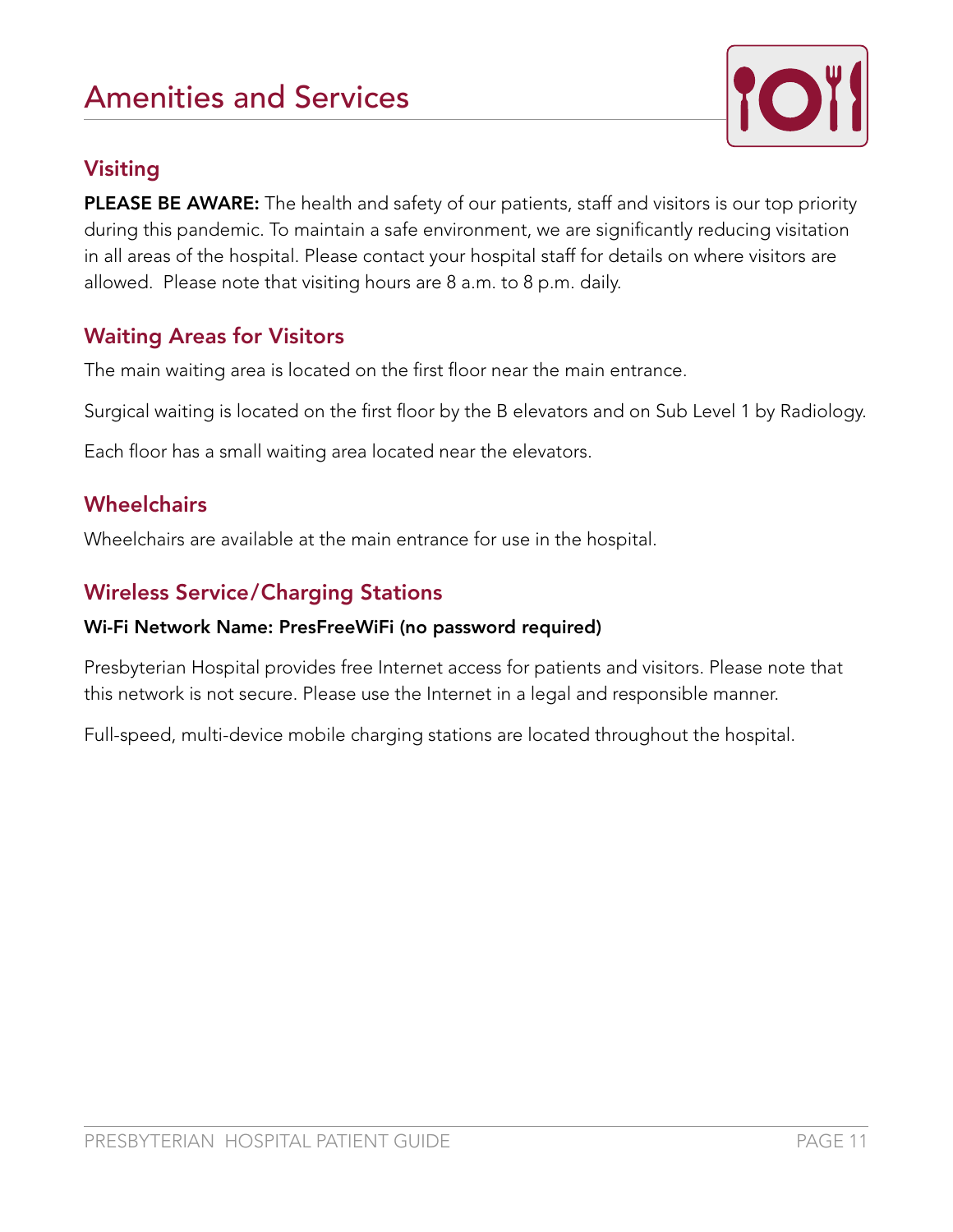# Amenities and Services

## Visiting

**PLEASE BE AWARE:** The health and safety of our patients, staff and visitors is our top priority during this pandemic. To maintain a safe environment, we are significantly reducing visitation in all areas of the hospital. Please contact your hospital staff for details on where visitors are allowed. Please note that visiting hours are 8 a.m. to 8 p.m. daily.

## Waiting Areas for Visitors

The main waiting area is located on the first floor near the main entrance.

Surgical waiting is located on the first floor by the B elevators and on Sub Level 1 by Radiology.

Each floor has a small waiting area located near the elevators.

## Wheelchairs

Wheelchairs are available at the main entrance for use in the hospital.

## Wireless Service/Charging Stations

**Wi-Fi Network Name: PresFreeWiFi (no password required)**

Presbyterian Hospital provides free Internet access for patients and visitors. Please note that this network is not secure. Please use the Internet in a legal and responsible manner.

Full-speed, multi-device mobile charging stations are located throughout the hospital.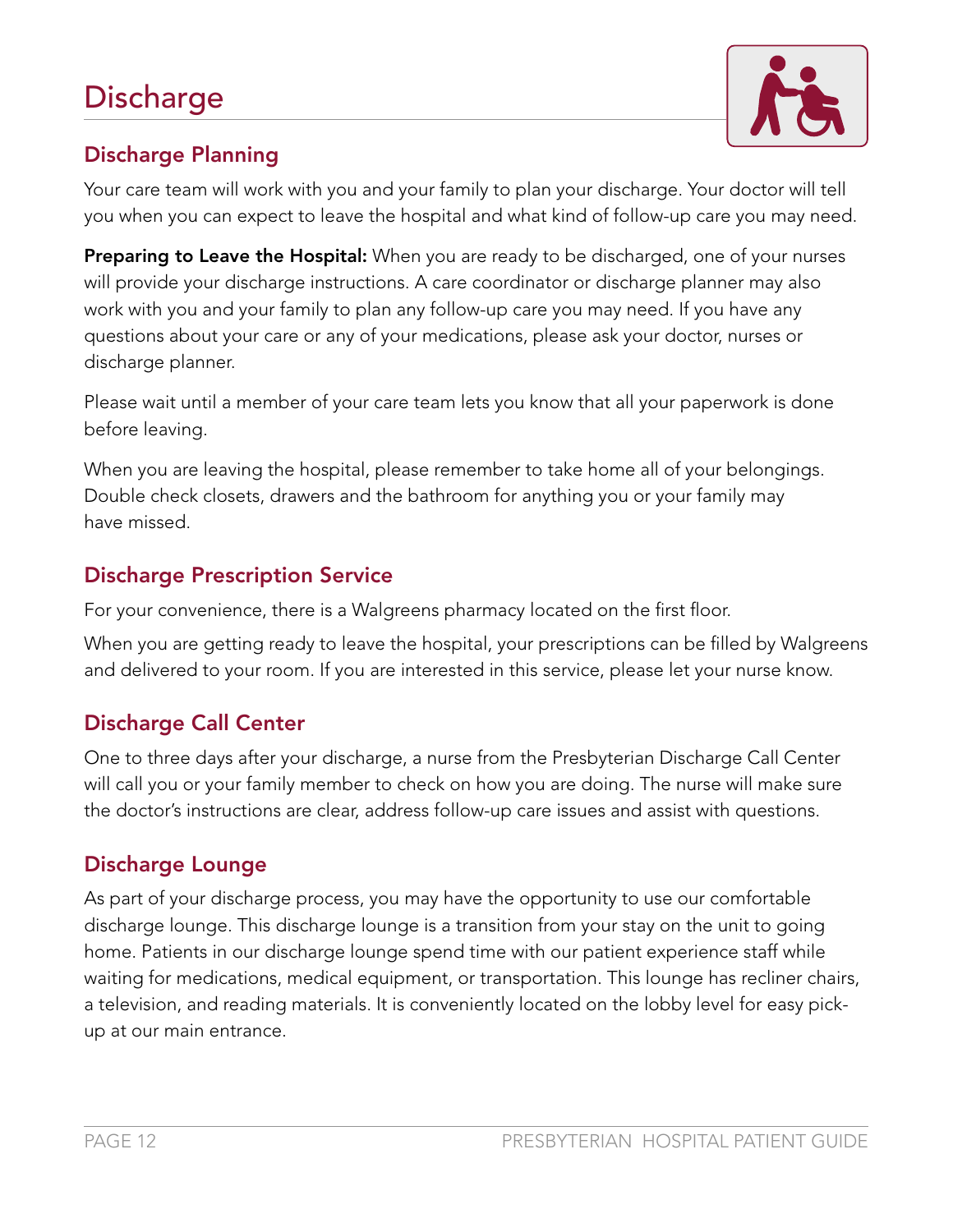# Discharge

## Discharge Planning

Your care team will work with you and your family to plan your discharge. Your doctor will tell you when you can expect to leave the hospital and what kind of follow-up care you may need.

**Preparing to Leave the Hospital:** When you are ready to be discharged, one of your nurses will provide your discharge instructions. A care coordinator or discharge planner may also work with you and your family to plan any follow-up care you may need. If you have any questions about your care or any of your medications, please ask your doctor, nurses or discharge planner.

Please wait until a member of your care team lets you know that all your paperwork is done before leaving.

When you are leaving the hospital, please remember to take home all of your belongings. Double check closets, drawers and the bathroom for anything you or your family may have missed.

## Discharge Prescription Service

For your convenience, there is a Walgreens pharmacy located on the first floor.

When you are getting ready to leave the hospital, your prescriptions can be filled by Walgreens and delivered to your room. If you are interested in this service, please let your nurse know.

## Discharge Call Center

One to three days after your discharge, a nurse from the Presbyterian Discharge Call Center will call you or your family member to check on how you are doing. The nurse will make sure the doctor's instructions are clear, address follow-up care issues and assist with questions.

## Discharge Lounge

As part of your discharge process, you may have the opportunity to use our comfortable discharge lounge. This discharge lounge is a transition from your stay on the unit to going home. Patients in our discharge lounge spend time with our patient experience staff while waiting for medications, medical equipment, or transportation. This lounge has recliner chairs, a television, and reading materials. It is conveniently located on the lobby level for easy pick-up at our main entrance.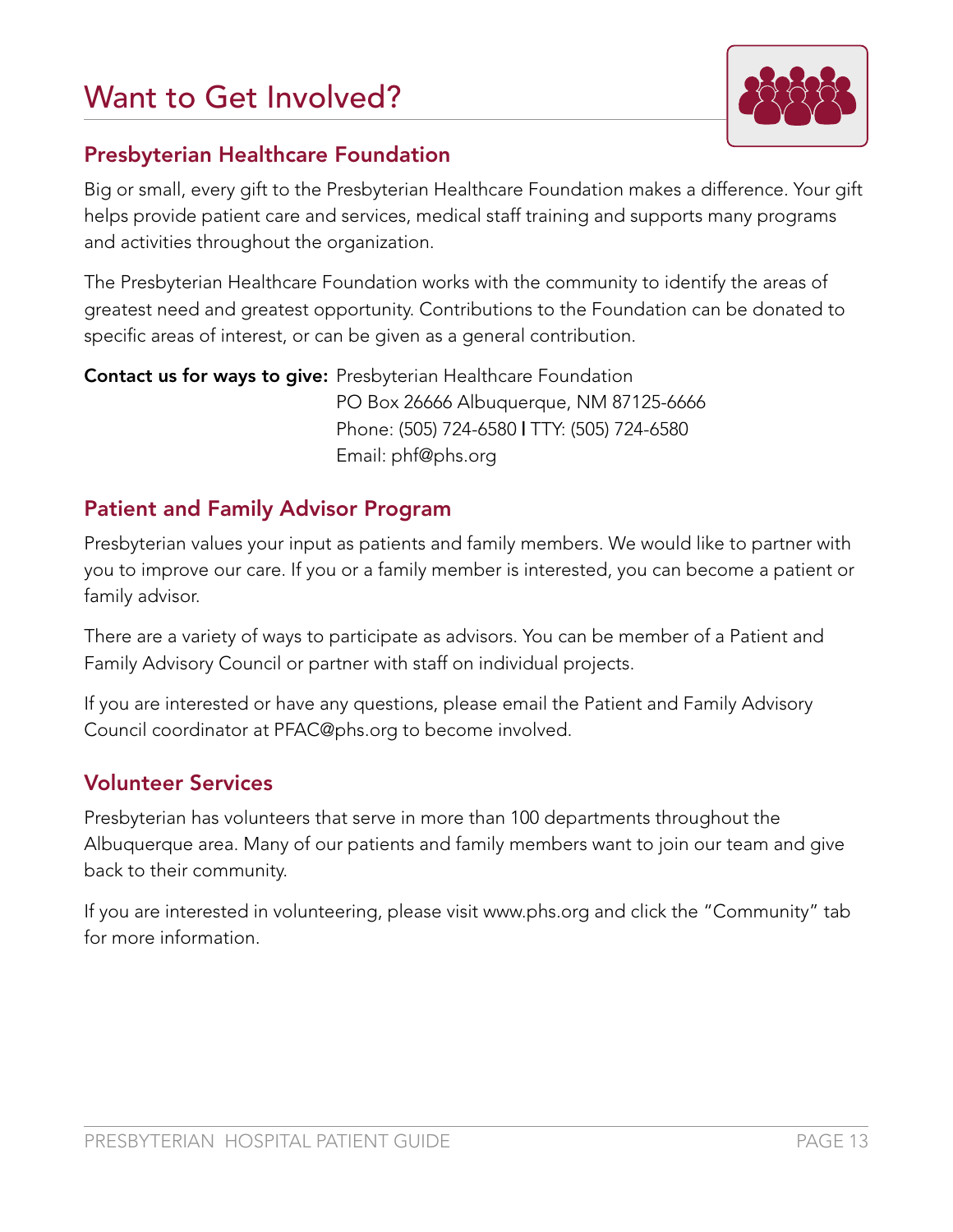# Want to Get Involved?

## Presbyterian Healthcare Foundation

Big or small, every gift to the Presbyterian Healthcare Foundation makes a difference. Your gift helps provide patient care and services, medical staff training and supports many programs and activities throughout the organization.

The Presbyterian Healthcare Foundation works with the community to identify the areas of greatest need and greatest opportunity. Contributions to the Foundation can be donated to specific areas of interest, or can be given as a general contribution.

**Contact us for ways to give:** Presbyterian Healthcare Foundation
PO Box 26666 Albuquerque, NM 87125-6666
Phone: (505) 724-6580 | TTY: (505) 724-6580
Email: phf@phs.org

## Patient and Family Advisor Program

Presbyterian values your input as patients and family members. We would like to partner with you to improve our care. If you or a family member is interested, you can become a patient or family advisor.

There are a variety of ways to participate as advisors. You can be member of a Patient and Family Advisory Council or partner with staff on individual projects.

If you are interested or have any questions, please email the Patient and Family Advisory Council coordinator at PFAC@phs.org to become involved.

## Volunteer Services

Presbyterian has volunteers that serve in more than 100 departments throughout the Albuquerque area. Many of our patients and family members want to join our team and give back to their community.

If you are interested in volunteering, please visit www.phs.org and click the "Community" tab for more information.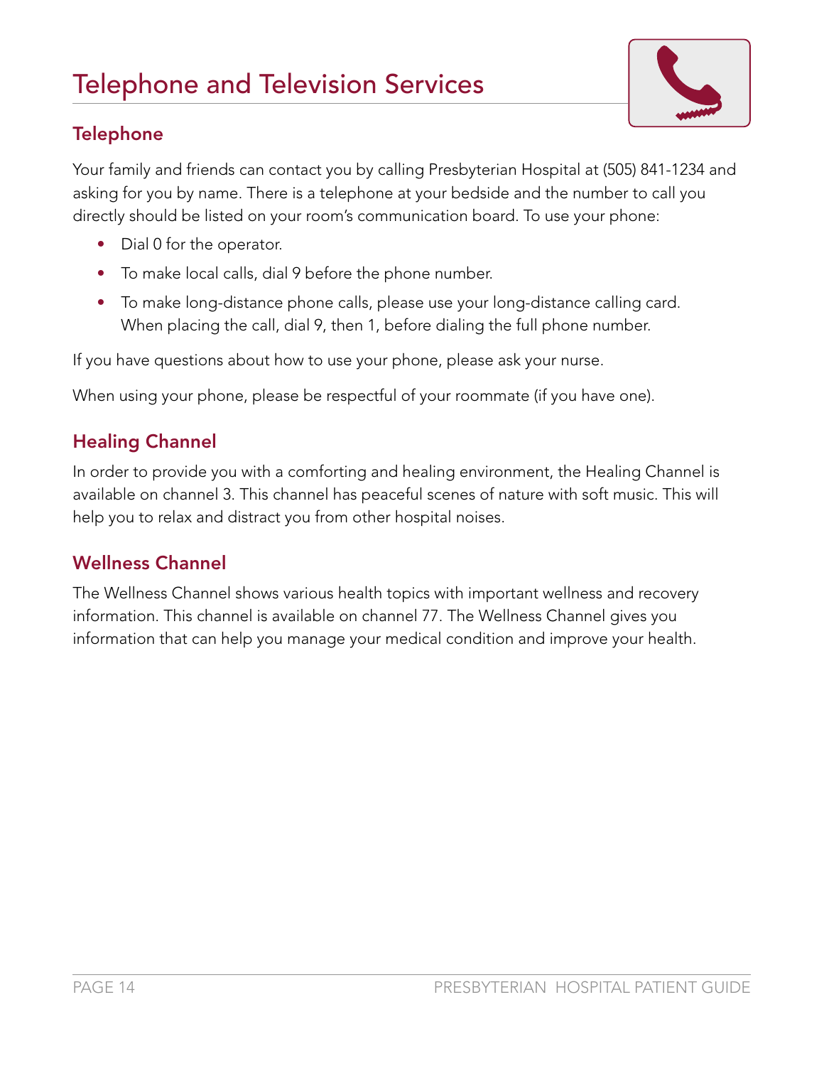# Telephone and Television Services

## Telephone

Your family and friends can contact you by calling Presbyterian Hospital at (505) 841-1234 and asking for you by name. There is a telephone at your bedside and the number to call you directly should be listed on your room's communication board. To use your phone:

- Dial 0 for the operator.
- To make local calls, dial 9 before the phone number.
- To make long-distance phone calls, please use your long-distance calling card. When placing the call, dial 9, then 1, before dialing the full phone number.

If you have questions about how to use your phone, please ask your nurse.

When using your phone, please be respectful of your roommate (if you have one).

## Healing Channel

In order to provide you with a comforting and healing environment, the Healing Channel is available on channel 3. This channel has peaceful scenes of nature with soft music. This will help you to relax and distract you from other hospital noises.

## Wellness Channel

The Wellness Channel shows various health topics with important wellness and recovery information. This channel is available on channel 77. The Wellness Channel gives you information that can help you manage your medical condition and improve your health.